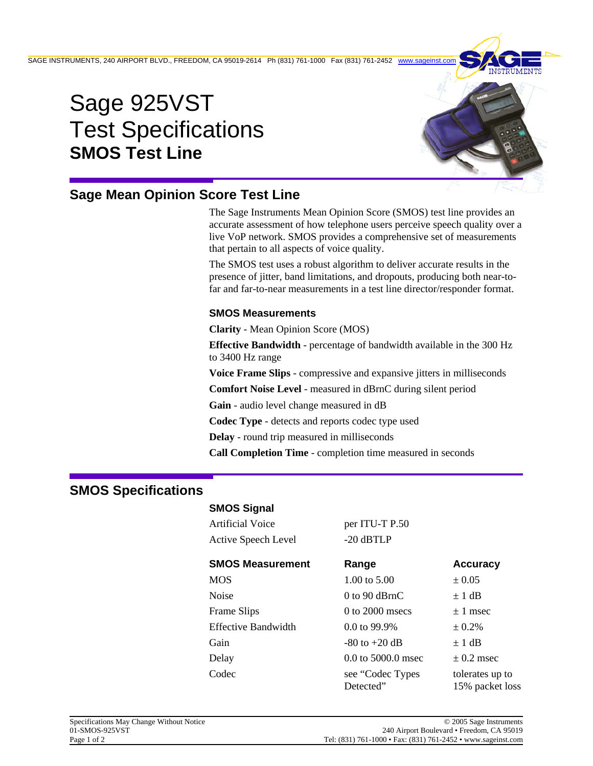SAGE INSTRUMENTS, 240 AIRPORT BLVD., FREEDOM, CA 95019-2614 Ph (831) 761-1000 Fax (831) 761-2452 www.sageinst.com

# Sage 925VST Test Specifications

## SMOS Test Line

## Sage Mean Opinion Score Test Line

The Sage Instruments Mean Opinion Score (SMOS) test line provides an accurate assessment of how telephone users perceive speech quality over a live VoP network. SMOS provides a comprehensive set of measurements that pertain to all aspects of voice quality.

The SMOS test uses a robust algorithm to deliver accurate results in the presence of jitter, band limitations, and dropouts, producing both near-to-far and far-to-near measurements in a test line director/responder format.

### SMOS Measurements

**Clarity** - Mean Opinion Score (MOS)

**Effective Bandwidth** - percentage of bandwidth available in the 300 Hz to 3400 Hz range

**Voice Frame Slips** - compressive and expansive jitters in milliseconds

**Comfort Noise Level** - measured in dBrnC during silent period

**Gain** - audio level change measured in dB

**Codec Type** - detects and reports codec type used

**Delay** - round trip measured in milliseconds

**Call Completion Time** - completion time measured in seconds

## SMOS Specifications

### SMOS Signal

| | |
|---|---|
| Artificial Voice | per ITU-T P.50 |
| Active Speech Level | -20 dBTLP |

| SMOS Measurement | Range | Accuracy |
|---|---|---|
| MOS | 1.00 to 5.00 | ± 0.05 |
| Noise | 0 to 90 dBrnC | ± 1 dB |
| Frame Slips | 0 to 2000 msecs | ± 1 msec |
| Effective Bandwidth | 0.0 to 99.9% | ± 0.2% |
| Gain | -80 to +20 dB | ± 1 dB |
| Delay | 0.0 to 5000.0 msec | ± 0.2 msec |
| Codec | see "Codec Types Detected" | tolerates up to 15% packet loss |

Specifications May Change Without Notice
01-SMOS-925VST

© 2005 Sage Instruments
240 Airport Boulevard • Freedom, CA 95019
Tel: (831) 761-1000 • Fax: (831) 761-2452 • www.sageinst.com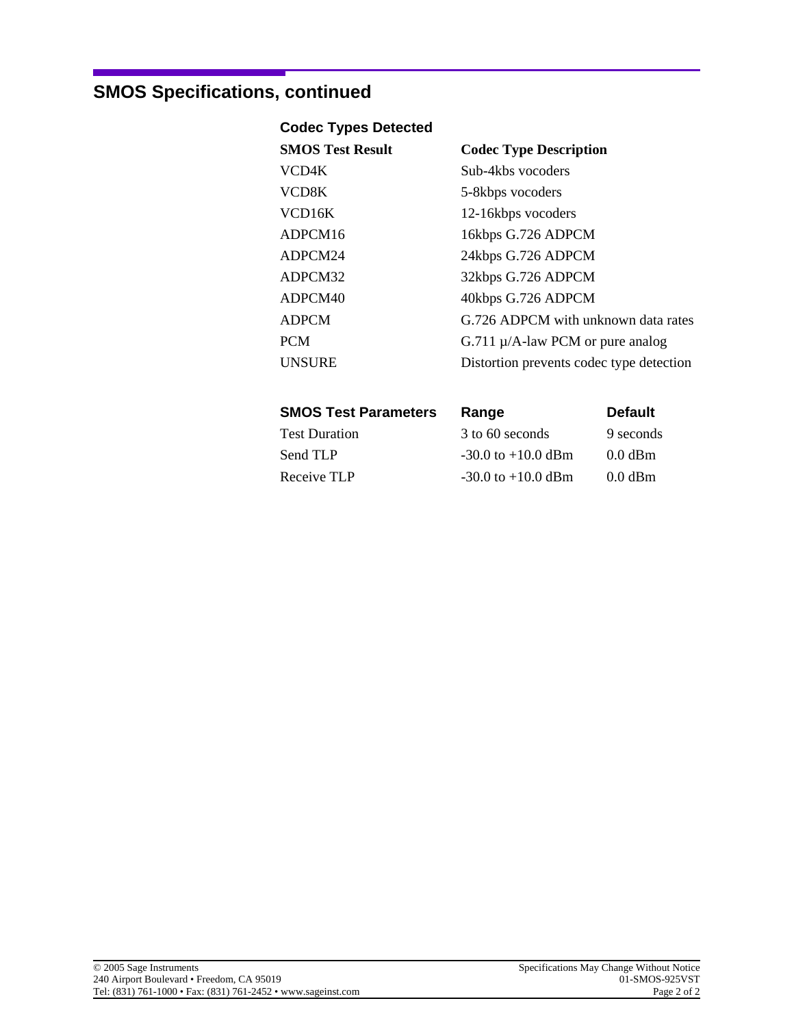## SMOS Specifications, continued

### Codec Types Detected

| SMOS Test Result | Codec Type Description |
|---|---|
| VCD4K | Sub-4kbs vocoders |
| VCD8K | 5-8kbps vocoders |
| VCD16K | 12-16kbps vocoders |
| ADPCM16 | 16kbps G.726 ADPCM |
| ADPCM24 | 24kbps G.726 ADPCM |
| ADPCM32 | 32kbps G.726 ADPCM |
| ADPCM40 | 40kbps G.726 ADPCM |
| ADPCM | G.726 ADPCM with unknown data rates |
| PCM | G.711 µ/A-law PCM or pure analog |
| UNSURE | Distortion prevents codec type detection |

| SMOS Test Parameters | Range | Default |
|---|---|---|
| Test Duration | 3 to 60 seconds | 9 seconds |
| Send TLP | -30.0 to +10.0 dBm | 0.0 dBm |
| Receive TLP | -30.0 to +10.0 dBm | 0.0 dBm |

© 2005 Sage Instruments
240 Airport Boulevard • Freedom, CA 95019
Tel: (831) 761-1000 • Fax: (831) 761-2452 • www.sageinst.com

Specifications May Change Without Notice
01-SMOS-925VST